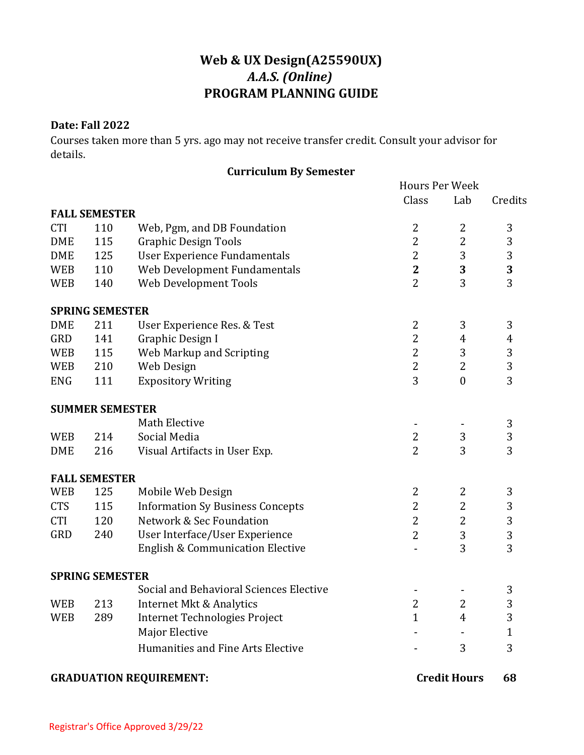# Web & UX Design(A25590UX)
## *A.A.S. (Online)*
## PROGRAM PLANNING GUIDE

**Date: Fall 2022**

Courses taken more than 5 yrs. ago may not receive transfer credit. Consult your advisor for details.

### Curriculum By Semester

| | | | Hours Per Week | | |
|---|---|---|---|---|---|
| | | | Class | Lab | Credits |
| **FALL SEMESTER** | | | | | |
| CTI | 110 | Web, Pgm, and DB Foundation | 2 | 2 | 3 |
| DME | 115 | Graphic Design Tools | 2 | 2 | 3 |
| DME | 125 | User Experience Fundamentals | 2 | 3 | 3 |
| WEB | 110 | Web Development Fundamentals | **2** | **3** | **3** |
| WEB | 140 | Web Development Tools | 2 | 3 | 3 |
| **SPRING SEMESTER** | | | | | |
| DME | 211 | User Experience Res. & Test | 2 | 3 | 3 |
| GRD | 141 | Graphic Design I | 2 | 4 | 4 |
| WEB | 115 | Web Markup and Scripting | 2 | 3 | 3 |
| WEB | 210 | Web Design | 2 | 2 | 3 |
| ENG | 111 | Expository Writing | 3 | 0 | 3 |
| **SUMMER SEMESTER** | | | | | |
| | | Math Elective | - | - | 3 |
| WEB | 214 | Social Media | 2 | 3 | 3 |
| DME | 216 | Visual Artifacts in User Exp. | 2 | 3 | 3 |
| **FALL SEMESTER** | | | | | |
| WEB | 125 | Mobile Web Design | 2 | 2 | 3 |
| CTS | 115 | Information Sy Business Concepts | 2 | 2 | 3 |
| CTI | 120 | Network & Sec Foundation | 2 | 2 | 3 |
| GRD | 240 | User Interface/User Experience | 2 | 3 | 3 |
| | | English & Communication Elective | - | 3 | 3 |
| **SPRING SEMESTER** | | | | | |
| | | Social and Behavioral Sciences Elective | - | - | 3 |
| WEB | 213 | Internet Mkt & Analytics | 2 | 2 | 3 |
| WEB | 289 | Internet Technologies Project | 1 | 4 | 3 |
| | | Major Elective | - | - | 1 |
| | | Humanities and Fine Arts Elective | - | 3 | 3 |

**GRADUATION REQUIREMENT:** **Credit Hours 68**

Registrar's Office Approved 3/29/22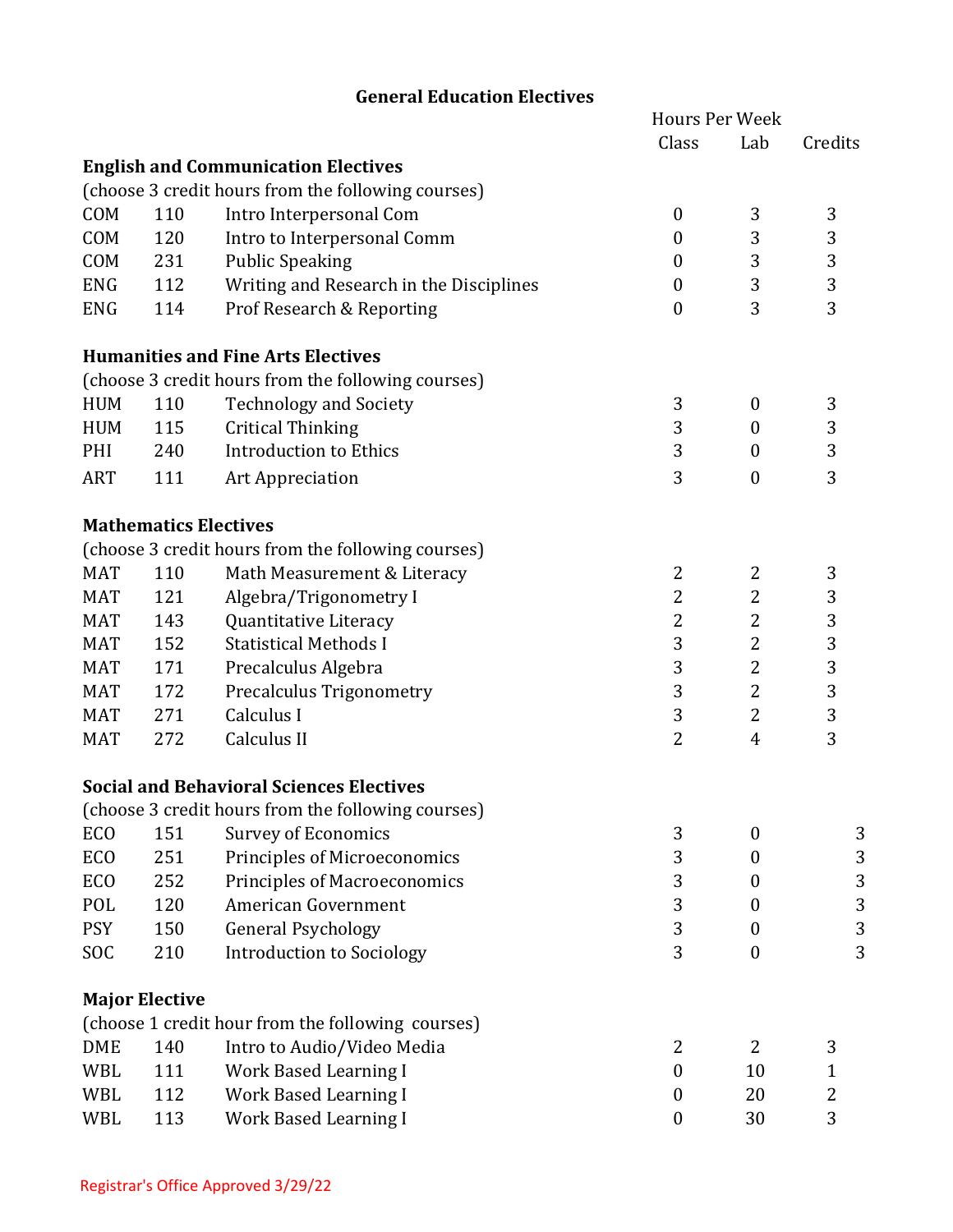## General Education Electives

| | | | Hours Per Week | | |
|---|---|---|---|---|---|
| | | | Class | Lab | Credits |
| **English and Communication Electives** | | | | | |
| (choose 3 credit hours from the following courses) | | | | | |
| COM | 110 | Intro Interpersonal Com | 0 | 3 | 3 |
| COM | 120 | Intro to Interpersonal Comm | 0 | 3 | 3 |
| COM | 231 | Public Speaking | 0 | 3 | 3 |
| ENG | 112 | Writing and Research in the Disciplines | 0 | 3 | 3 |
| ENG | 114 | Prof Research & Reporting | 0 | 3 | 3 |
| **Humanities and Fine Arts Electives** | | | | | |
| (choose 3 credit hours from the following courses) | | | | | |
| HUM | 110 | Technology and Society | 3 | 0 | 3 |
| HUM | 115 | Critical Thinking | 3 | 0 | 3 |
| PHI | 240 | Introduction to Ethics | 3 | 0 | 3 |
| ART | 111 | Art Appreciation | 3 | 0 | 3 |
| **Mathematics Electives** | | | | | |
| (choose 3 credit hours from the following courses) | | | | | |
| MAT | 110 | Math Measurement & Literacy | 2 | 2 | 3 |
| MAT | 121 | Algebra/Trigonometry I | 2 | 2 | 3 |
| MAT | 143 | Quantitative Literacy | 2 | 2 | 3 |
| MAT | 152 | Statistical Methods I | 3 | 2 | 3 |
| MAT | 171 | Precalculus Algebra | 3 | 2 | 3 |
| MAT | 172 | Precalculus Trigonometry | 3 | 2 | 3 |
| MAT | 271 | Calculus I | 3 | 2 | 3 |
| MAT | 272 | Calculus II | 2 | 4 | 3 |
| **Social and Behavioral Sciences Electives** | | | | | |
| (choose 3 credit hours from the following courses) | | | | | |
| ECO | 151 | Survey of Economics | 3 | 0 | 3 |
| ECO | 251 | Principles of Microeconomics | 3 | 0 | 3 |
| ECO | 252 | Principles of Macroeconomics | 3 | 0 | 3 |
| POL | 120 | American Government | 3 | 0 | 3 |
| PSY | 150 | General Psychology | 3 | 0 | 3 |
| SOC | 210 | Introduction to Sociology | 3 | 0 | 3 |
| **Major Elective** | | | | | |
| (choose 1 credit hour from the following courses) | | | | | |
| DME | 140 | Intro to Audio/Video Media | 2 | 2 | 3 |
| WBL | 111 | Work Based Learning I | 0 | 10 | 1 |
| WBL | 112 | Work Based Learning I | 0 | 20 | 2 |
| WBL | 113 | Work Based Learning I | 0 | 30 | 3 |

Registrar's Office Approved 3/29/22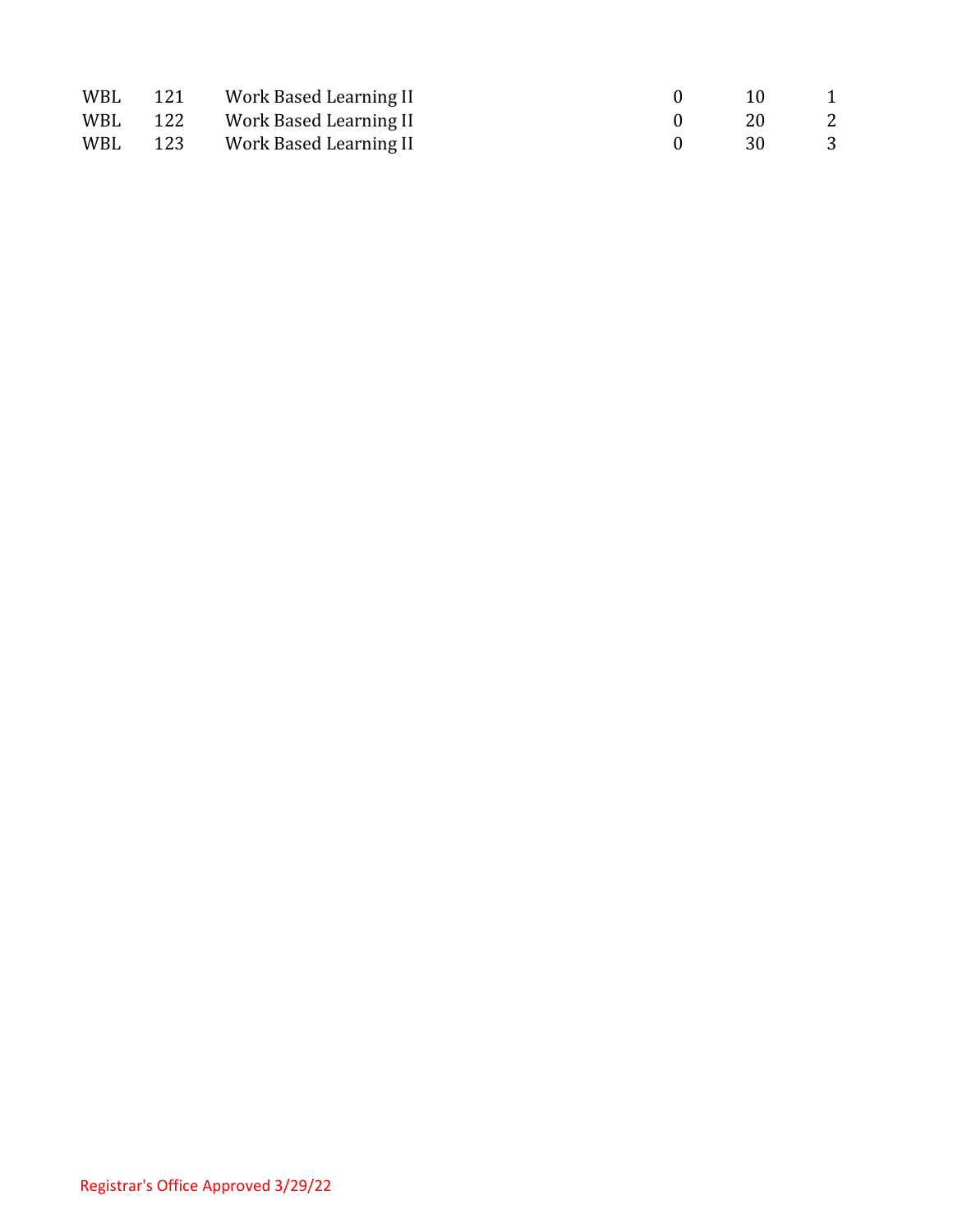| | | | | | |
|---|---|---|---|---|---|
| WBL | 121 | Work Based Learning II | 0 | 10 | 1 |
| WBL | 122 | Work Based Learning II | 0 | 20 | 2 |
| WBL | 123 | Work Based Learning II | 0 | 30 | 3 |

Registrar's Office Approved 3/29/22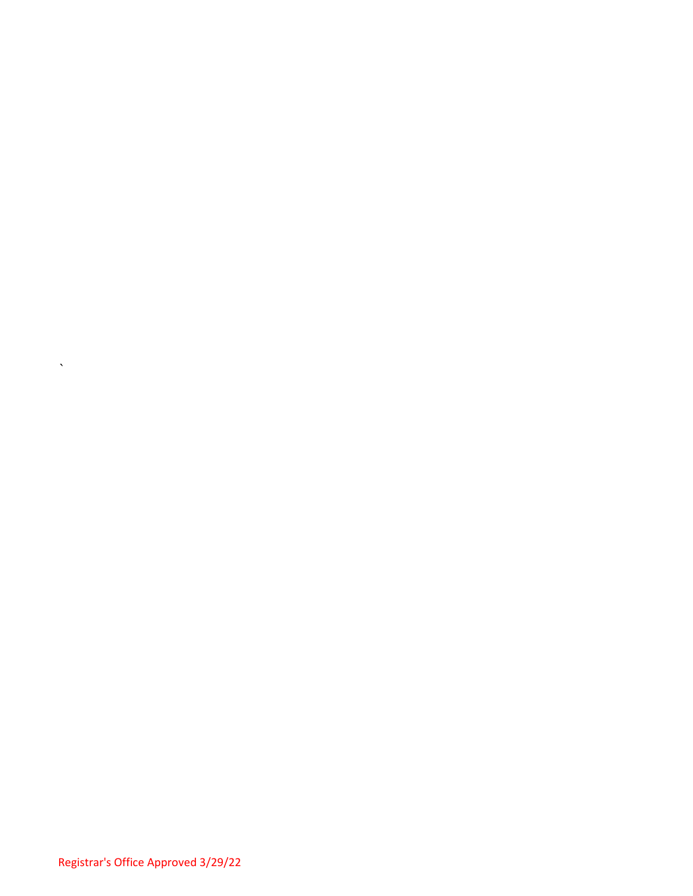`

Registrar's Office Approved 3/29/22